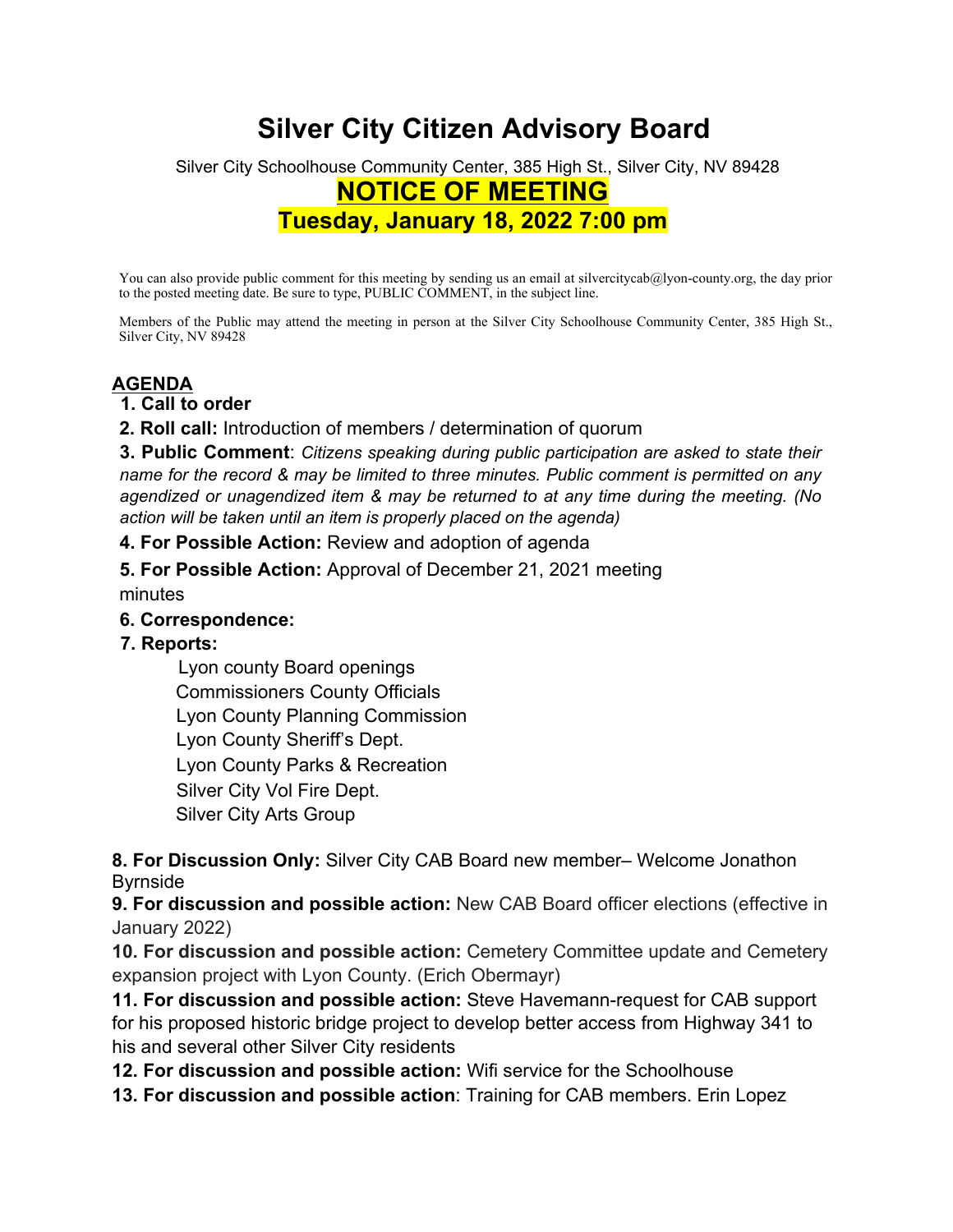# Silver City Citizen Advisory Board

Silver City Schoolhouse Community Center, 385 High St., Silver City, NV 89428

## NOTICE OF MEETING

### Tuesday, January 18, 2022 7:00 pm

You can also provide public comment for this meeting by sending us an email at silvercitycab@lyon-county.org, the day prior to the posted meeting date. Be sure to type, PUBLIC COMMENT, in the subject line.

Members of the Public may attend the meeting in person at the Silver City Schoolhouse Community Center, 385 High St., Silver City, NV 89428

## AGENDA

**1. Call to order**

**2. Roll call:** Introduction of members / determination of quorum

**3. Public Comment**: *Citizens speaking during public participation are asked to state their name for the record & may be limited to three minutes. Public comment is permitted on any agendized or unagendized item & may be returned to at any time during the meeting. (No action will be taken until an item is properly placed on the agenda)*

**4. For Possible Action:** Review and adoption of agenda

**5. For Possible Action:** Approval of December 21, 2021 meeting minutes

**6. Correspondence:**

**7. Reports:**

- Lyon county Board openings
- Commissioners County Officials
- Lyon County Planning Commission
- Lyon County Sheriff's Dept.
- Lyon County Parks & Recreation
- Silver City Vol Fire Dept.
- Silver City Arts Group

**8. For Discussion Only:** Silver City CAB Board new member– Welcome Jonathon Byrnside

**9. For discussion and possible action:** New CAB Board officer elections (effective in January 2022)

**10. For discussion and possible action:** Cemetery Committee update and Cemetery expansion project with Lyon County. (Erich Obermayr)

**11. For discussion and possible action:** Steve Havemann-request for CAB support for his proposed historic bridge project to develop better access from Highway 341 to his and several other Silver City residents

**12. For discussion and possible action:** Wifi service for the Schoolhouse

**13. For discussion and possible action**: Training for CAB members. Erin Lopez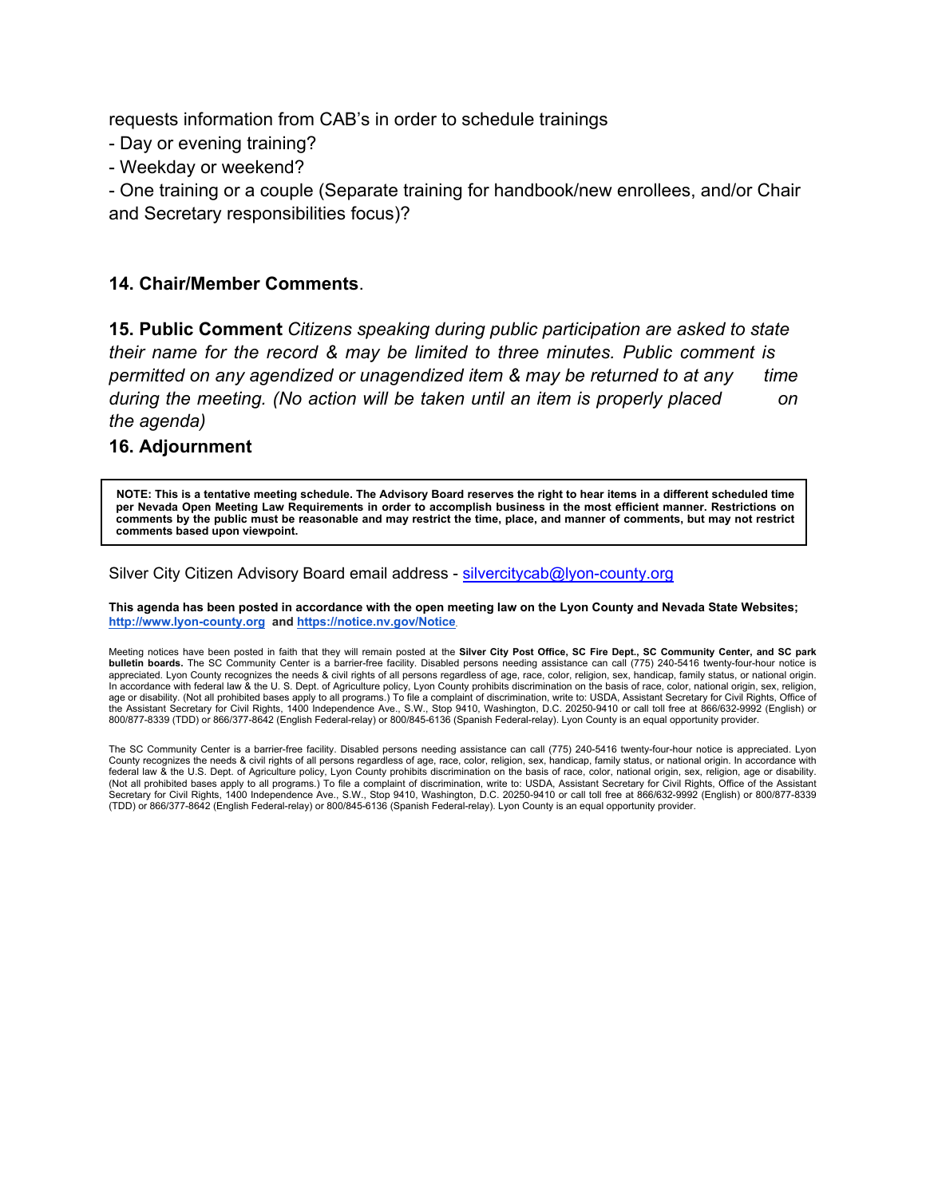requests information from CAB's in order to schedule trainings

- Day or evening training?
- Weekday or weekend?
- One training or a couple (Separate training for handbook/new enrollees, and/or Chair and Secretary responsibilities focus)?

**14. Chair/Member Comments**.

**15. Public Comment** *Citizens speaking during public participation are asked to state their name for the record & may be limited to three minutes. Public comment is permitted on any agendized or unagendized item & may be returned to at any time during the meeting. (No action will be taken until an item is properly placed on the agenda)*

**16. Adjournment**

> **NOTE: This is a tentative meeting schedule. The Advisory Board reserves the right to hear items in a different scheduled time per Nevada Open Meeting Law Requirements in order to accomplish business in the most efficient manner. Restrictions on comments by the public must be reasonable and may restrict the time, place, and manner of comments, but may not restrict comments based upon viewpoint.**

Silver City Citizen Advisory Board email address - silvercitycab@lyon-county.org

**This agenda has been posted in accordance with the open meeting law on the Lyon County and Nevada State Websites; http://www.lyon-county.org and https://notice.nv.gov/Notice**.

Meeting notices have been posted in faith that they will remain posted at the **Silver City Post Office, SC Fire Dept., SC Community Center, and SC park bulletin boards.** The SC Community Center is a barrier-free facility. Disabled persons needing assistance can call (775) 240-5416 twenty-four-hour notice is appreciated. Lyon County recognizes the needs & civil rights of all persons regardless of age, race, color, religion, sex, handicap, family status, or national origin. In accordance with federal law & the U. S. Dept. of Agriculture policy, Lyon County prohibits discrimination on the basis of race, color, national origin, sex, religion, age or disability. (Not all prohibited bases apply to all programs.) To file a complaint of discrimination, write to: USDA, Assistant Secretary for Civil Rights, Office of the Assistant Secretary for Civil Rights, 1400 Independence Ave., S.W., Stop 9410, Washington, D.C. 20250-9410 or call toll free at 866/632-9992 (English) or 800/877-8339 (TDD) or 866/377-8642 (English Federal-relay) or 800/845-6136 (Spanish Federal-relay). Lyon County is an equal opportunity provider.

The SC Community Center is a barrier-free facility. Disabled persons needing assistance can call (775) 240-5416 twenty-four-hour notice is appreciated. Lyon County recognizes the needs & civil rights of all persons regardless of age, race, color, religion, sex, handicap, family status, or national origin. In accordance with federal law & the U.S. Dept. of Agriculture policy, Lyon County prohibits discrimination on the basis of race, color, national origin, sex, religion, age or disability. (Not all prohibited bases apply to all programs.) To file a complaint of discrimination, write to: USDA, Assistant Secretary for Civil Rights, Office of the Assistant Secretary for Civil Rights, 1400 Independence Ave., S.W., Stop 9410, Washington, D.C. 20250-9410 or call toll free at 866/632-9992 (English) or 800/877-8339 (TDD) or 866/377-8642 (English Federal-relay) or 800/845-6136 (Spanish Federal-relay). Lyon County is an equal opportunity provider.